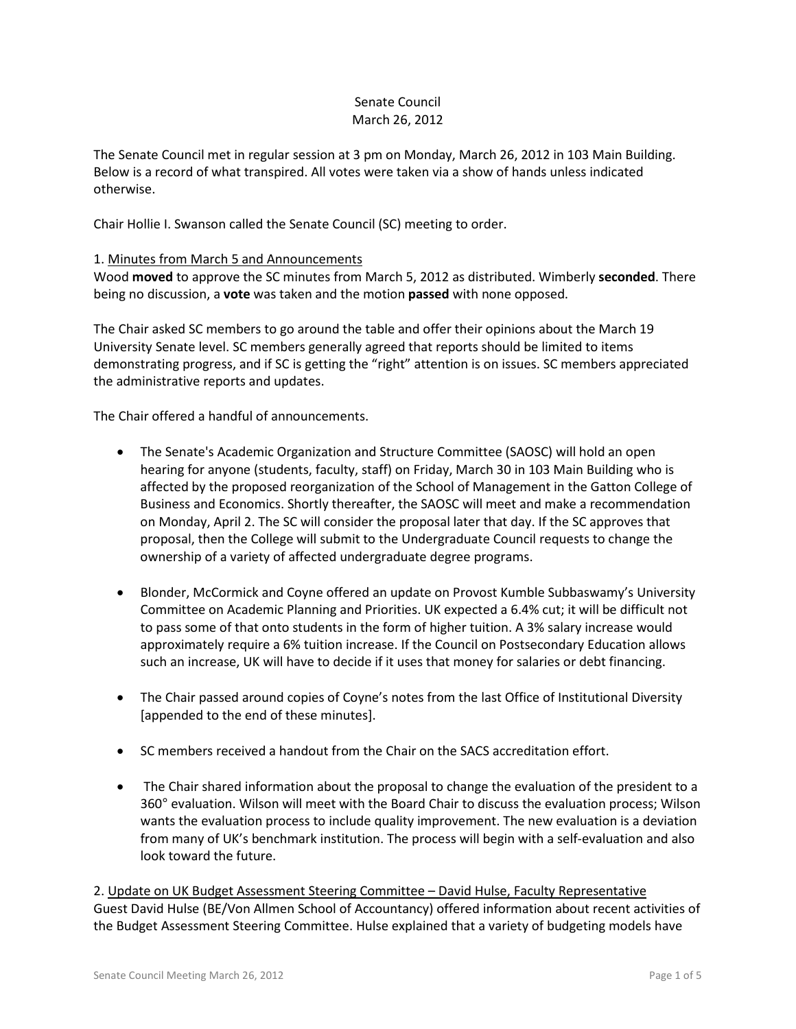Senate Council
March 26, 2012

The Senate Council met in regular session at 3 pm on Monday, March 26, 2012 in 103 Main Building. Below is a record of what transpired. All votes were taken via a show of hands unless indicated otherwise.

Chair Hollie I. Swanson called the Senate Council (SC) meeting to order.

1. Minutes from March 5 and Announcements

Wood **moved** to approve the SC minutes from March 5, 2012 as distributed. Wimberly **seconded**. There being no discussion, a **vote** was taken and the motion **passed** with none opposed.

The Chair asked SC members to go around the table and offer their opinions about the March 19 University Senate level. SC members generally agreed that reports should be limited to items demonstrating progress, and if SC is getting the "right" attention is on issues. SC members appreciated the administrative reports and updates.

The Chair offered a handful of announcements.

- The Senate's Academic Organization and Structure Committee (SAOSC) will hold an open hearing for anyone (students, faculty, staff) on Friday, March 30 in 103 Main Building who is affected by the proposed reorganization of the School of Management in the Gatton College of Business and Economics. Shortly thereafter, the SAOSC will meet and make a recommendation on Monday, April 2. The SC will consider the proposal later that day. If the SC approves that proposal, then the College will submit to the Undergraduate Council requests to change the ownership of a variety of affected undergraduate degree programs.
- Blonder, McCormick and Coyne offered an update on Provost Kumble Subbaswamy's University Committee on Academic Planning and Priorities. UK expected a 6.4% cut; it will be difficult not to pass some of that onto students in the form of higher tuition. A 3% salary increase would approximately require a 6% tuition increase. If the Council on Postsecondary Education allows such an increase, UK will have to decide if it uses that money for salaries or debt financing.
- The Chair passed around copies of Coyne's notes from the last Office of Institutional Diversity [appended to the end of these minutes].
- SC members received a handout from the Chair on the SACS accreditation effort.
- The Chair shared information about the proposal to change the evaluation of the president to a 360° evaluation. Wilson will meet with the Board Chair to discuss the evaluation process; Wilson wants the evaluation process to include quality improvement. The new evaluation is a deviation from many of UK's benchmark institution. The process will begin with a self-evaluation and also look toward the future.

2. Update on UK Budget Assessment Steering Committee – David Hulse, Faculty Representative

Guest David Hulse (BE/Von Allmen School of Accountancy) offered information about recent activities of the Budget Assessment Steering Committee. Hulse explained that a variety of budgeting models have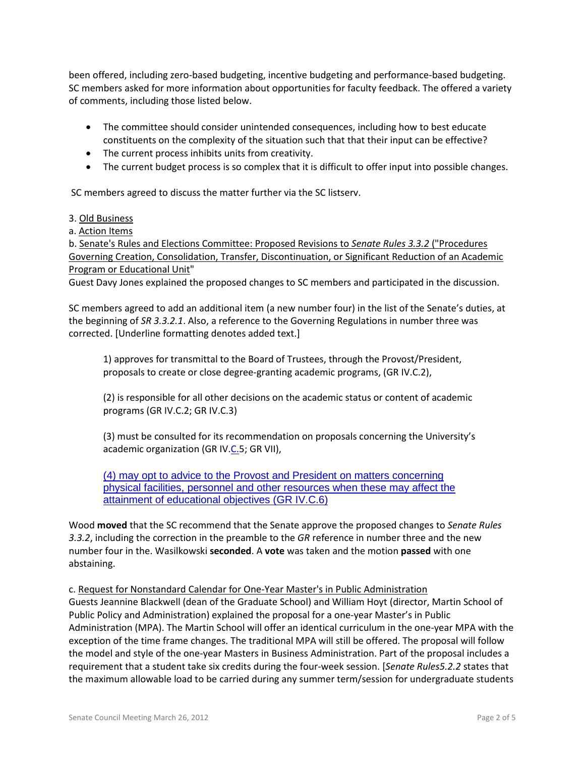been offered, including zero-based budgeting, incentive budgeting and performance-based budgeting. SC members asked for more information about opportunities for faculty feedback. The offered a variety of comments, including those listed below.

- The committee should consider unintended consequences, including how to best educate constituents on the complexity of the situation such that that their input can be effective?
- The current process inhibits units from creativity.
- The current budget process is so complex that it is difficult to offer input into possible changes.

SC members agreed to discuss the matter further via the SC listserv.

3. Old Business

a. Action Items

b. Senate's Rules and Elections Committee: Proposed Revisions to *Senate Rules 3.3.2* ("Procedures Governing Creation, Consolidation, Transfer, Discontinuation, or Significant Reduction of an Academic Program or Educational Unit"

Guest Davy Jones explained the proposed changes to SC members and participated in the discussion.

SC members agreed to add an additional item (a new number four) in the list of the Senate's duties, at the beginning of *SR 3.3.2.1*. Also, a reference to the Governing Regulations in number three was corrected. [Underline formatting denotes added text.]

> 1) approves for transmittal to the Board of Trustees, through the Provost/President, proposals to create or close degree-granting academic programs, (GR IV.C.2),
>
> (2) is responsible for all other decisions on the academic status or content of academic programs (GR IV.C.2; GR IV.C.3)
>
> (3) must be consulted for its recommendation on proposals concerning the University's academic organization (GR IV.C.5; GR VII),
>
> (4) may opt to advice to the Provost and President on matters concerning physical facilities, personnel and other resources when these may affect the attainment of educational objectives (GR IV.C.6)

Wood **moved** that the SC recommend that the Senate approve the proposed changes to *Senate Rules 3.3.2*, including the correction in the preamble to the *GR* reference in number three and the new number four in the. Wasilkowski **seconded**. A **vote** was taken and the motion **passed** with one abstaining.

c. Request for Nonstandard Calendar for One-Year Master's in Public Administration

Guests Jeannine Blackwell (dean of the Graduate School) and William Hoyt (director, Martin School of Public Policy and Administration) explained the proposal for a one-year Master's in Public Administration (MPA). The Martin School will offer an identical curriculum in the one-year MPA with the exception of the time frame changes. The traditional MPA will still be offered. The proposal will follow the model and style of the one-year Masters in Business Administration. Part of the proposal includes a requirement that a student take six credits during the four-week session. [*Senate Rules5.2.2* states that the maximum allowable load to be carried during any summer term/session for undergraduate students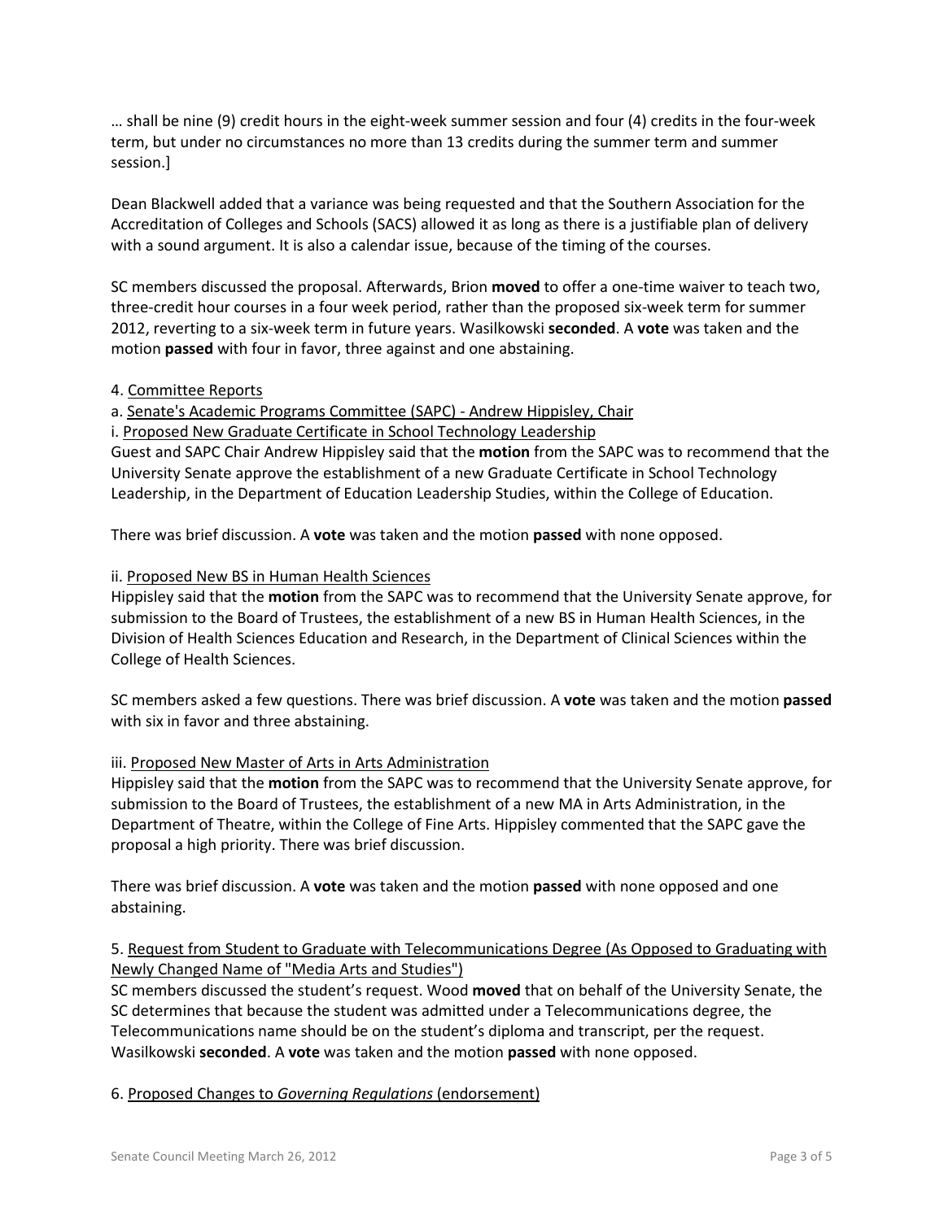… shall be nine (9) credit hours in the eight-week summer session and four (4) credits in the four-week term, but under no circumstances no more than 13 credits during the summer term and summer session.]

Dean Blackwell added that a variance was being requested and that the Southern Association for the Accreditation of Colleges and Schools (SACS) allowed it as long as there is a justifiable plan of delivery with a sound argument. It is also a calendar issue, because of the timing of the courses.

SC members discussed the proposal. Afterwards, Brion **moved** to offer a one-time waiver to teach two, three-credit hour courses in a four week period, rather than the proposed six-week term for summer 2012, reverting to a six-week term in future years. Wasilkowski **seconded**. A **vote** was taken and the motion **passed** with four in favor, three against and one abstaining.

4. Committee Reports

a. Senate's Academic Programs Committee (SAPC) - Andrew Hippisley, Chair

i. Proposed New Graduate Certificate in School Technology Leadership

Guest and SAPC Chair Andrew Hippisley said that the **motion** from the SAPC was to recommend that the University Senate approve the establishment of a new Graduate Certificate in School Technology Leadership, in the Department of Education Leadership Studies, within the College of Education.

There was brief discussion. A **vote** was taken and the motion **passed** with none opposed.

ii. Proposed New BS in Human Health Sciences

Hippisley said that the **motion** from the SAPC was to recommend that the University Senate approve, for submission to the Board of Trustees, the establishment of a new BS in Human Health Sciences, in the Division of Health Sciences Education and Research, in the Department of Clinical Sciences within the College of Health Sciences.

SC members asked a few questions. There was brief discussion. A **vote** was taken and the motion **passed** with six in favor and three abstaining.

iii. Proposed New Master of Arts in Arts Administration

Hippisley said that the **motion** from the SAPC was to recommend that the University Senate approve, for submission to the Board of Trustees, the establishment of a new MA in Arts Administration, in the Department of Theatre, within the College of Fine Arts. Hippisley commented that the SAPC gave the proposal a high priority. There was brief discussion.

There was brief discussion. A **vote** was taken and the motion **passed** with none opposed and one abstaining.

5. Request from Student to Graduate with Telecommunications Degree (As Opposed to Graduating with Newly Changed Name of "Media Arts and Studies")

SC members discussed the student's request. Wood **moved** that on behalf of the University Senate, the SC determines that because the student was admitted under a Telecommunications degree, the Telecommunications name should be on the student's diploma and transcript, per the request. Wasilkowski **seconded**. A **vote** was taken and the motion **passed** with none opposed.

6. Proposed Changes to *Governing Regulations* (endorsement)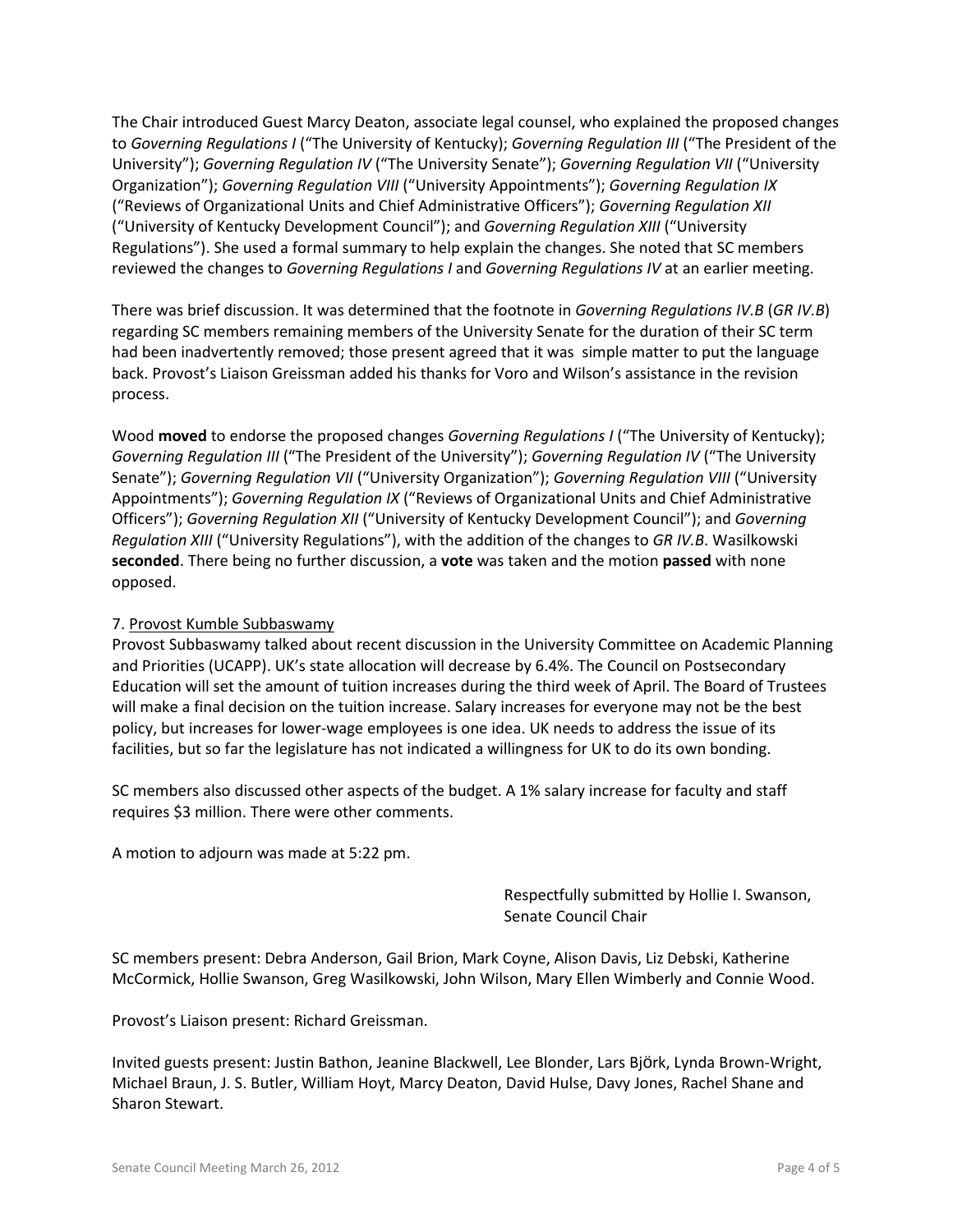The Chair introduced Guest Marcy Deaton, associate legal counsel, who explained the proposed changes to *Governing Regulations I* ("The University of Kentucky); *Governing Regulation III* ("The President of the University"); *Governing Regulation IV* ("The University Senate"); *Governing Regulation VII* ("University Organization"); *Governing Regulation VIII* ("University Appointments"); *Governing Regulation IX* ("Reviews of Organizational Units and Chief Administrative Officers"); *Governing Regulation XII* ("University of Kentucky Development Council"); and *Governing Regulation XIII* ("University Regulations"). She used a formal summary to help explain the changes. She noted that SC members reviewed the changes to *Governing Regulations I* and *Governing Regulations IV* at an earlier meeting.

There was brief discussion. It was determined that the footnote in *Governing Regulations IV.B* (*GR IV.B*) regarding SC members remaining members of the University Senate for the duration of their SC term had been inadvertently removed; those present agreed that it was simple matter to put the language back. Provost's Liaison Greissman added his thanks for Voro and Wilson's assistance in the revision process.

Wood **moved** to endorse the proposed changes *Governing Regulations I* ("The University of Kentucky); *Governing Regulation III* ("The President of the University"); *Governing Regulation IV* ("The University Senate"); *Governing Regulation VII* ("University Organization"); *Governing Regulation VIII* ("University Appointments"); *Governing Regulation IX* ("Reviews of Organizational Units and Chief Administrative Officers"); *Governing Regulation XII* ("University of Kentucky Development Council"); and *Governing Regulation XIII* ("University Regulations"), with the addition of the changes to *GR IV.B*. Wasilkowski **seconded**. There being no further discussion, a **vote** was taken and the motion **passed** with none opposed.

7. Provost Kumble Subbaswamy

Provost Subbaswamy talked about recent discussion in the University Committee on Academic Planning and Priorities (UCAPP). UK's state allocation will decrease by 6.4%. The Council on Postsecondary Education will set the amount of tuition increases during the third week of April. The Board of Trustees will make a final decision on the tuition increase. Salary increases for everyone may not be the best policy, but increases for lower-wage employees is one idea. UK needs to address the issue of its facilities, but so far the legislature has not indicated a willingness for UK to do its own bonding.

SC members also discussed other aspects of the budget. A 1% salary increase for faculty and staff requires $3 million. There were other comments.

A motion to adjourn was made at 5:22 pm.

Respectfully submitted by Hollie I. Swanson,
Senate Council Chair

SC members present: Debra Anderson, Gail Brion, Mark Coyne, Alison Davis, Liz Debski, Katherine McCormick, Hollie Swanson, Greg Wasilkowski, John Wilson, Mary Ellen Wimberly and Connie Wood.

Provost's Liaison present: Richard Greissman.

Invited guests present: Justin Bathon, Jeanine Blackwell, Lee Blonder, Lars Björk, Lynda Brown-Wright, Michael Braun, J. S. Butler, William Hoyt, Marcy Deaton, David Hulse, Davy Jones, Rachel Shane and Sharon Stewart.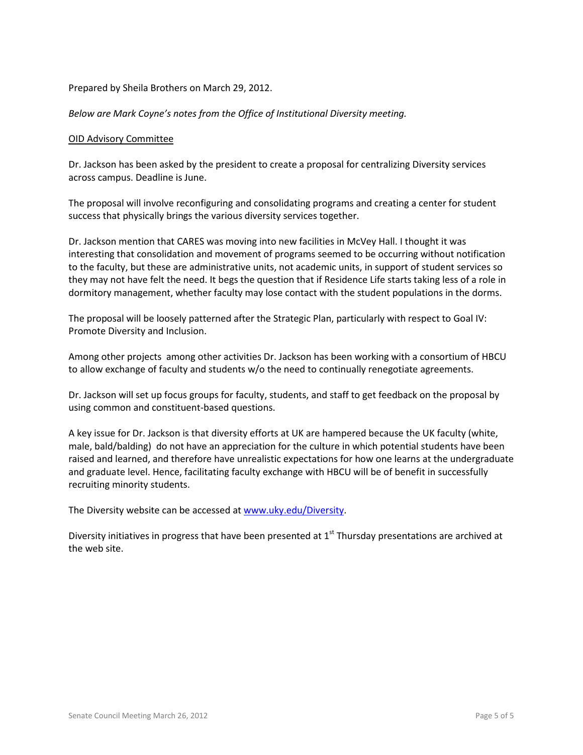Prepared by Sheila Brothers on March 29, 2012.

*Below are Mark Coyne's notes from the Office of Institutional Diversity meeting.*

<u>OID Advisory Committee</u>

Dr. Jackson has been asked by the president to create a proposal for centralizing Diversity services across campus. Deadline is June.

The proposal will involve reconfiguring and consolidating programs and creating a center for student success that physically brings the various diversity services together.

Dr. Jackson mention that CARES was moving into new facilities in McVey Hall. I thought it was interesting that consolidation and movement of programs seemed to be occurring without notification to the faculty, but these are administrative units, not academic units, in support of student services so they may not have felt the need. It begs the question that if Residence Life starts taking less of a role in dormitory management, whether faculty may lose contact with the student populations in the dorms.

The proposal will be loosely patterned after the Strategic Plan, particularly with respect to Goal IV: Promote Diversity and Inclusion.

Among other projects among other activities Dr. Jackson has been working with a consortium of HBCU to allow exchange of faculty and students w/o the need to continually renegotiate agreements.

Dr. Jackson will set up focus groups for faculty, students, and staff to get feedback on the proposal by using common and constituent-based questions.

A key issue for Dr. Jackson is that diversity efforts at UK are hampered because the UK faculty (white, male, bald/balding) do not have an appreciation for the culture in which potential students have been raised and learned, and therefore have unrealistic expectations for how one learns at the undergraduate and graduate level. Hence, facilitating faculty exchange with HBCU will be of benefit in successfully recruiting minority students.

The Diversity website can be accessed at [www.uky.edu/Diversity](http://www.uky.edu/Diversity).

Diversity initiatives in progress that have been presented at 1st Thursday presentations are archived at the web site.